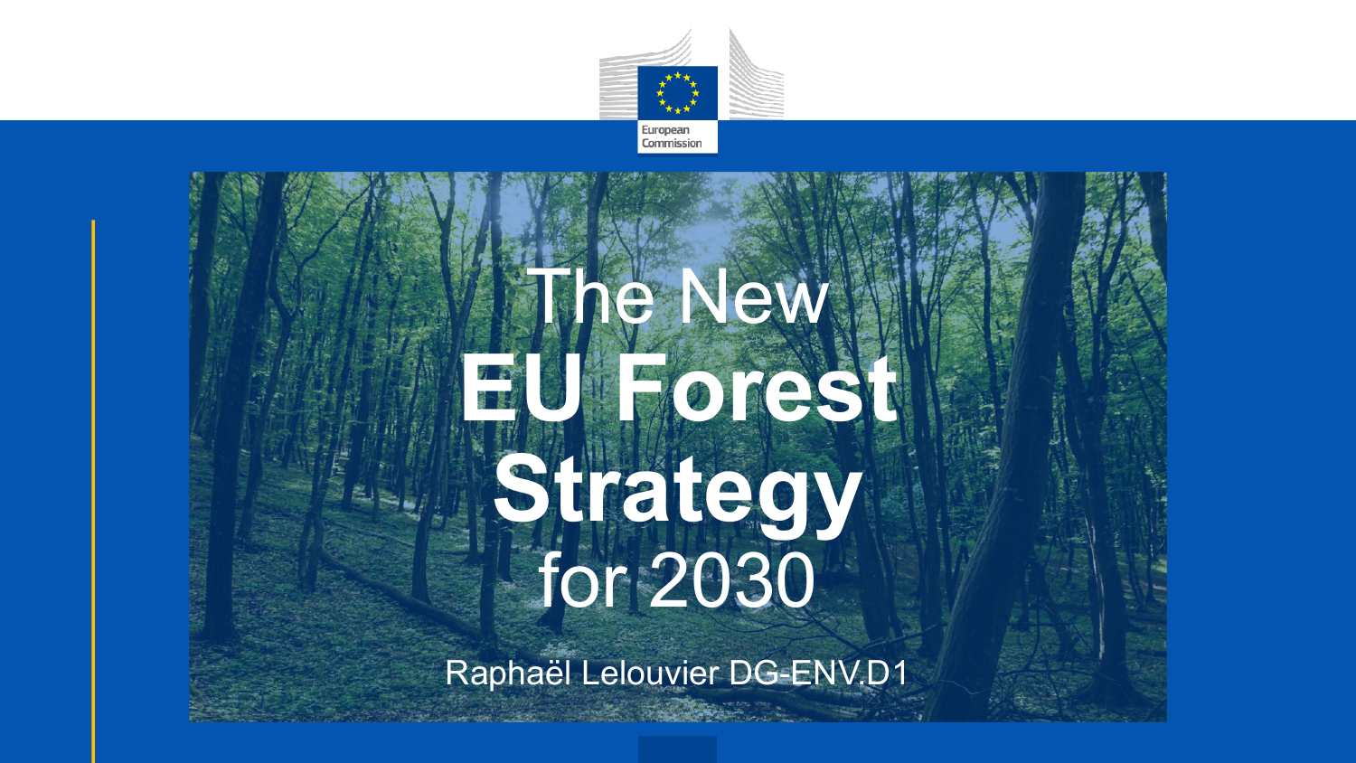European Commission

# The New **EU Forest Strategy** for 2030

Raphaël Lelouvier DG-ENV.D1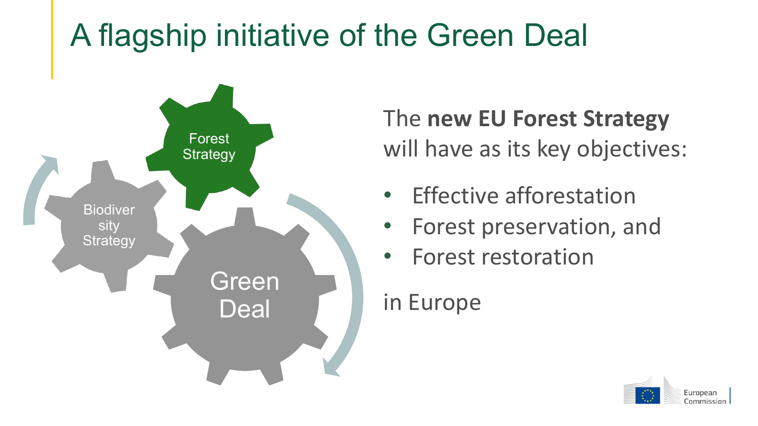# A flagship initiative of the Green Deal

Forest Strategy

Biodiversity Strategy

Green Deal

The **new EU Forest Strategy** will have as its key objectives:

- Effective afforestation
- Forest preservation, and
- Forest restoration

in Europe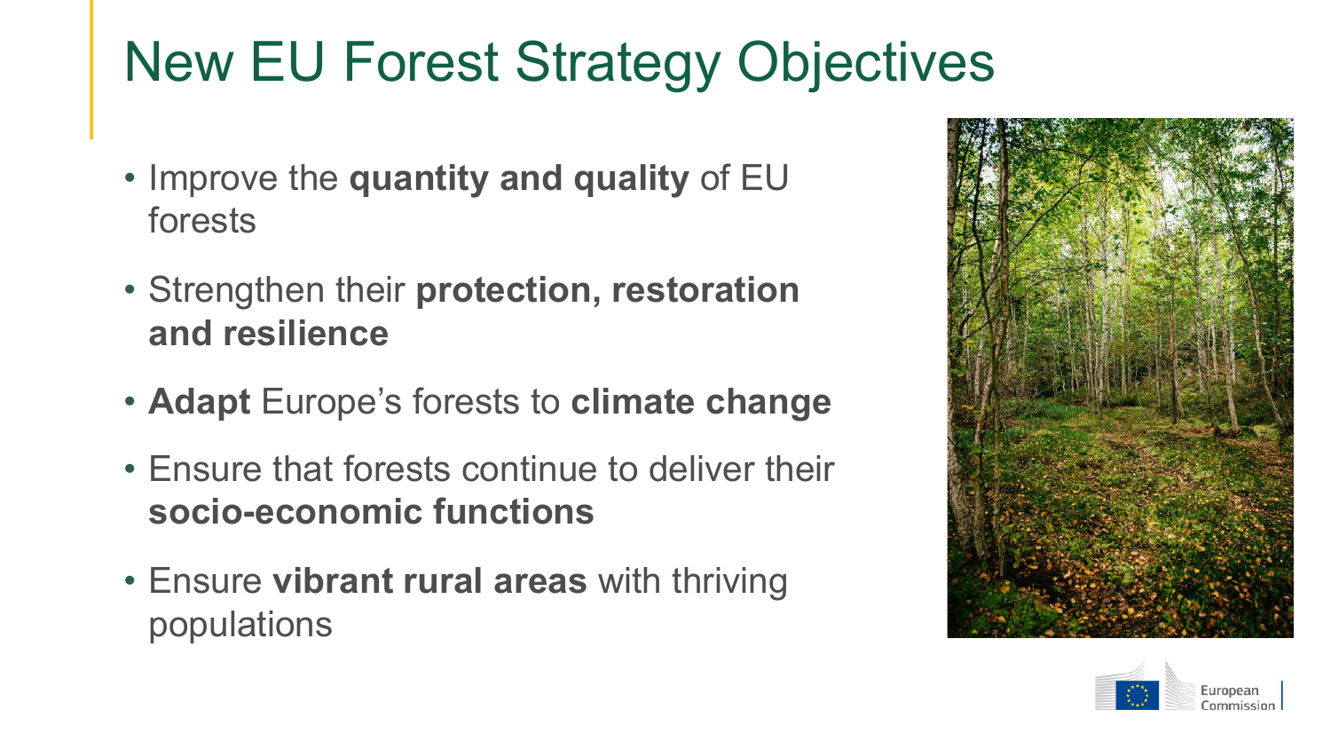# New EU Forest Strategy Objectives

- Improve the **quantity and quality** of EU forests
- Strengthen their **protection, restoration and resilience**
- **Adapt** Europe's forests to **climate change**
- Ensure that forests continue to deliver their **socio-economic functions**
- Ensure **vibrant rural areas** with thriving populations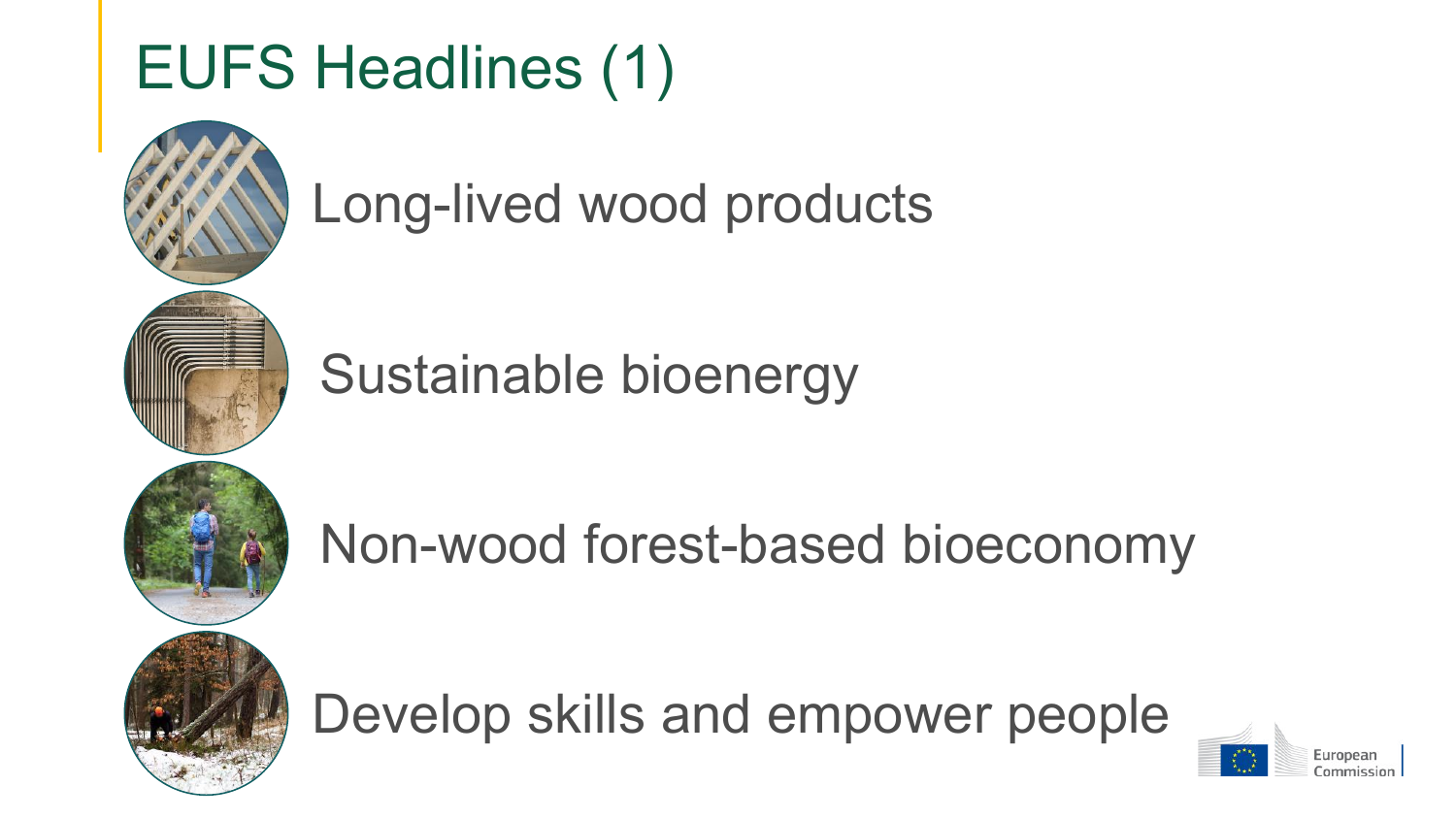# EUFS Headlines (1)

- Long-lived wood products
- Sustainable bioenergy
- Non-wood forest-based bioeconomy
- Develop skills and empower people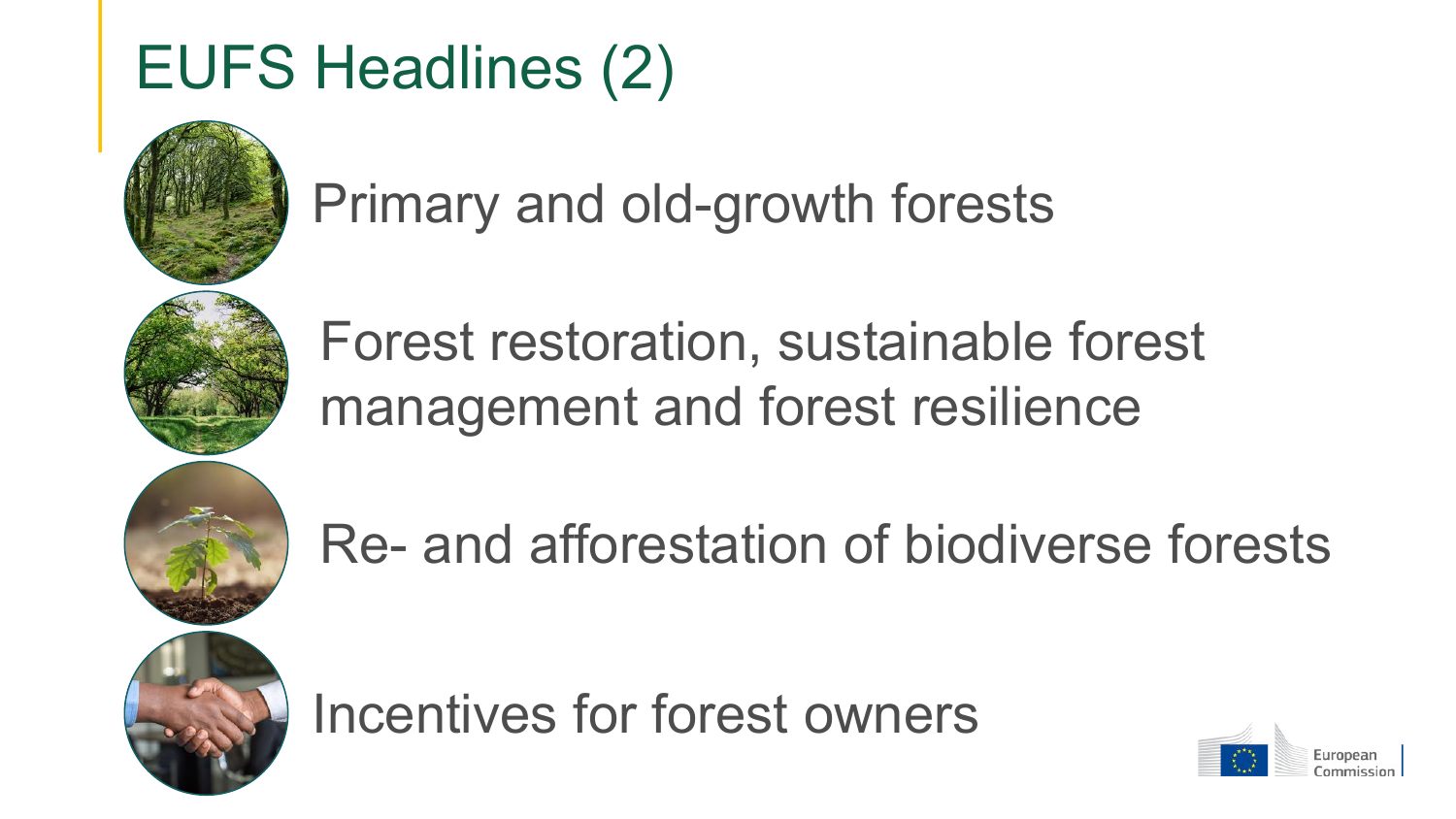# EUFS Headlines (2)

- Primary and old-growth forests
- Forest restoration, sustainable forest management and forest resilience
- Re- and afforestation of biodiverse forests
- Incentives for forest owners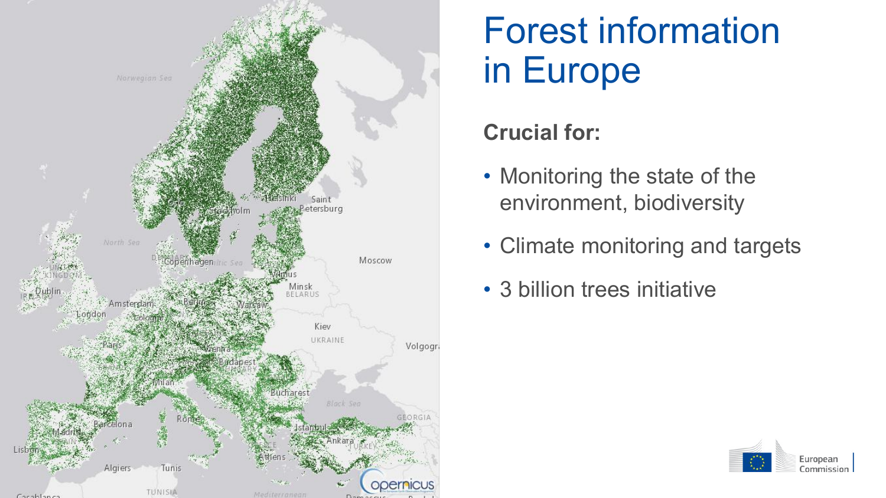# Forest information in Europe

**Crucial for:**

- Monitoring the state of the environment, biodiversity
- Climate monitoring and targets
- 3 billion trees initiative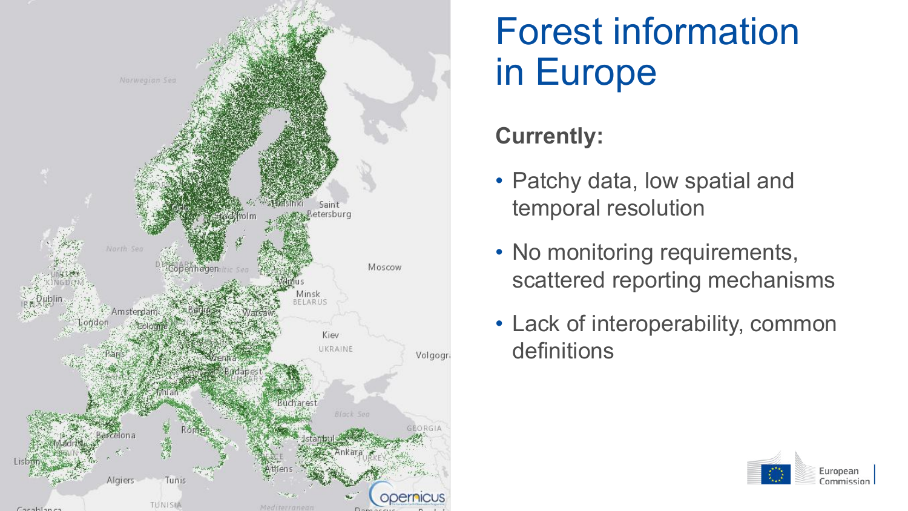# Forest information in Europe

**Currently:**

- Patchy data, low spatial and temporal resolution
- No monitoring requirements, scattered reporting mechanisms
- Lack of interoperability, common definitions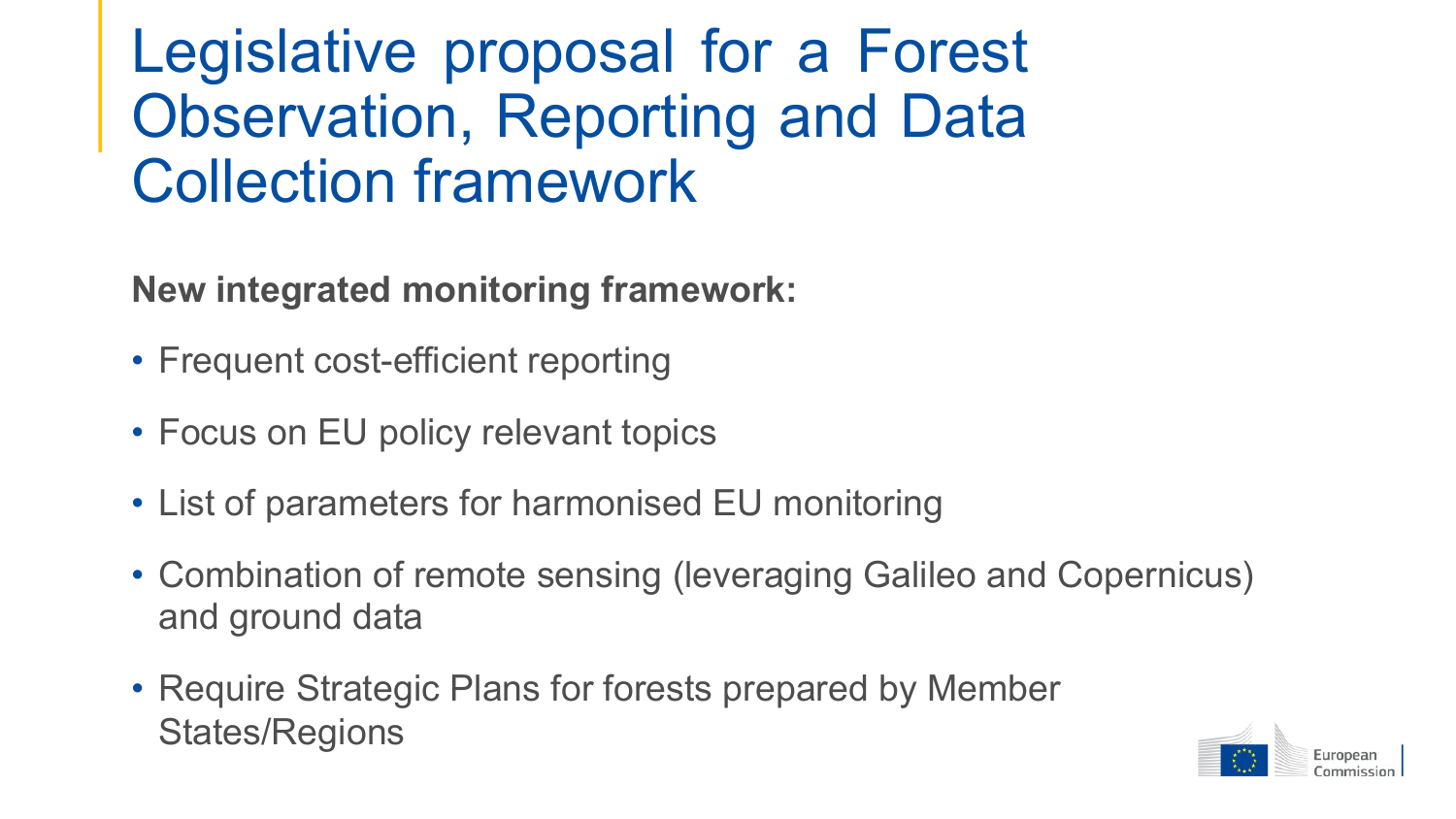# Legislative proposal for a Forest Observation, Reporting and Data Collection framework

**New integrated monitoring framework:**

- Frequent cost-efficient reporting
- Focus on EU policy relevant topics
- List of parameters for harmonised EU monitoring
- Combination of remote sensing (leveraging Galileo and Copernicus) and ground data
- Require Strategic Plans for forests prepared by Member States/Regions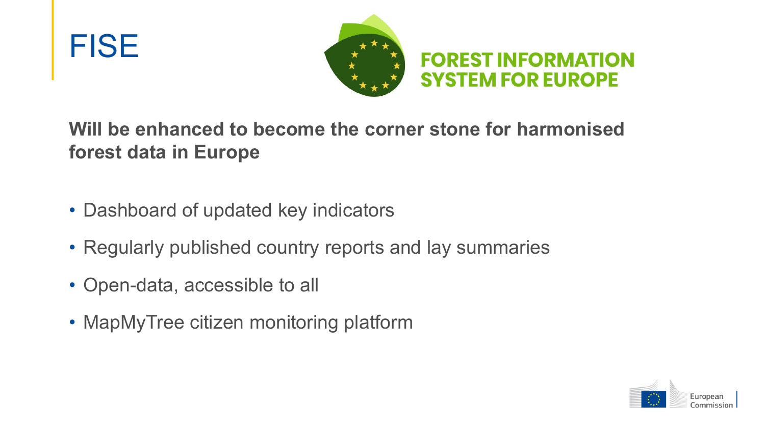# FISE

FOREST INFORMATION SYSTEM FOR EUROPE

**Will be enhanced to become the corner stone for harmonised forest data in Europe**

- Dashboard of updated key indicators
- Regularly published country reports and lay summaries
- Open-data, accessible to all
- MapMyTree citizen monitoring platform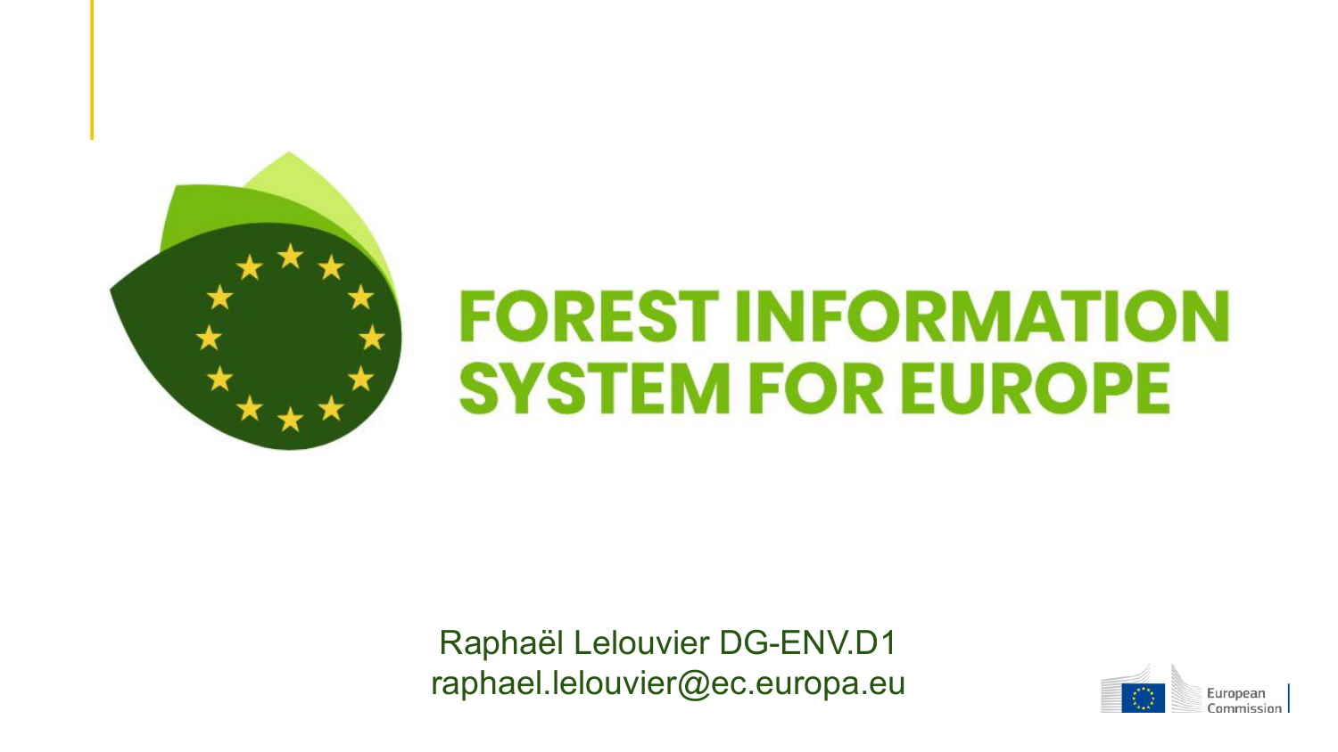# FOREST INFORMATION SYSTEM FOR EUROPE

Raphaël Lelouvier DG-ENV.D1
raphael.lelouvier@ec.europa.eu

European Commission